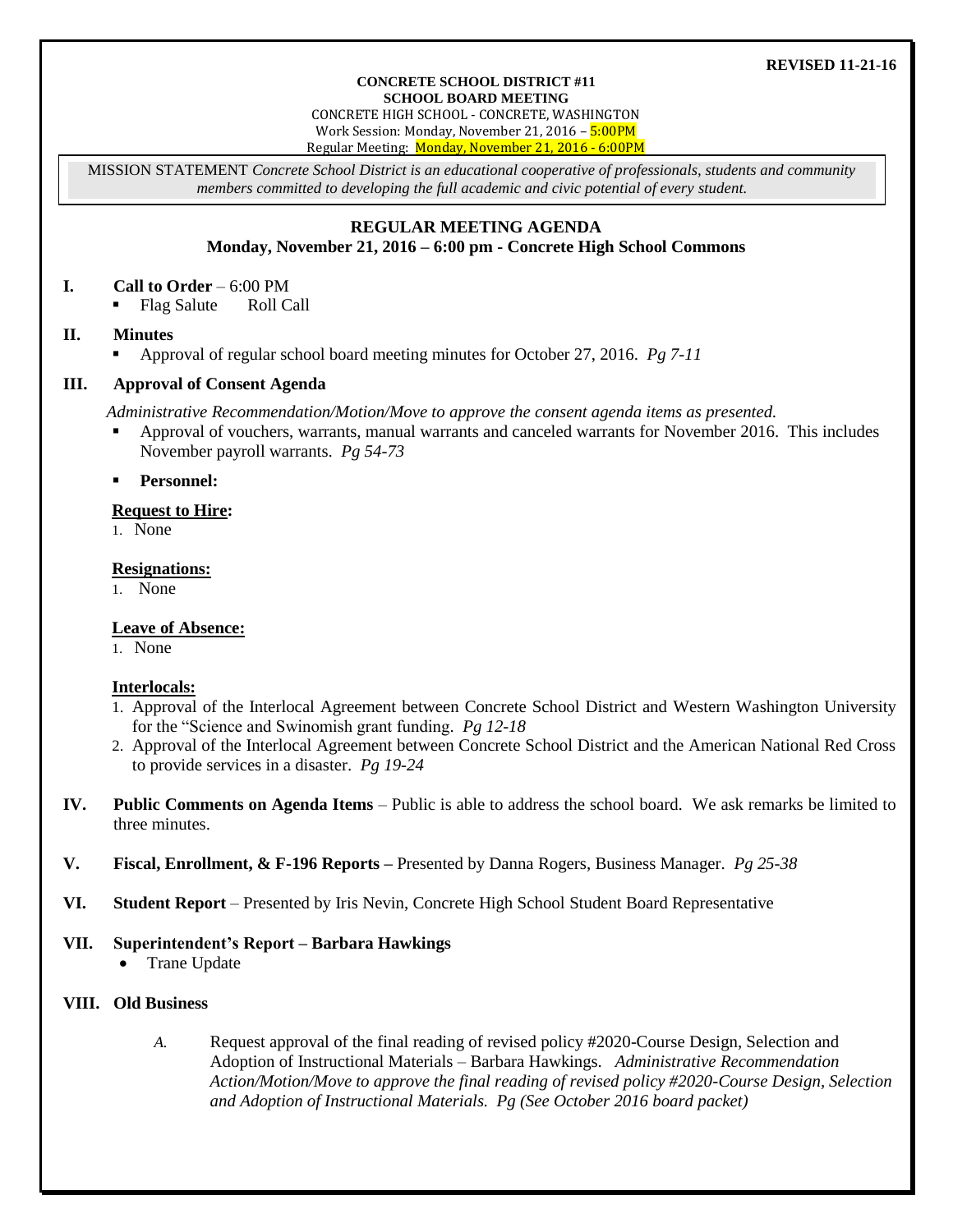**REVISED 11-21-16**

**CONCRETE SCHOOL DISTRICT #11**
**SCHOOL BOARD MEETING**
CONCRETE HIGH SCHOOL - CONCRETE, WASHINGTON
Work Session: Monday, November 21, 2016 – 5:00PM
Regular Meeting: Monday, November 21, 2016 - 6:00PM

MISSION STATEMENT *Concrete School District is an educational cooperative of professionals, students and community members committed to developing the full academic and civic potential of every student.*

## REGULAR MEETING AGENDA
### Monday, November 21, 2016 – 6:00 pm - Concrete High School Commons

**I. Call to Order** – 6:00 PM
- Flag Salute  Roll Call

**II. Minutes**
- Approval of regular school board meeting minutes for October 27, 2016. *Pg 7-11*

**III. Approval of Consent Agenda**

*Administrative Recommendation/Motion/Move to approve the consent agenda items as presented.*
- Approval of vouchers, warrants, manual warrants and canceled warrants for November 2016. This includes November payroll warrants. *Pg 54-73*
- **Personnel:**

**Request to Hire:**
1. None

**Resignations:**
1. None

**Leave of Absence:**
1. None

**Interlocals:**
1. Approval of the Interlocal Agreement between Concrete School District and Western Washington University for the "Science and Swinomish grant funding. *Pg 12-18*
2. Approval of the Interlocal Agreement between Concrete School District and the American National Red Cross to provide services in a disaster. *Pg 19-24*

**IV. Public Comments on Agenda Items** – Public is able to address the school board. We ask remarks be limited to three minutes.

**V. Fiscal, Enrollment, & F-196 Reports –** Presented by Danna Rogers, Business Manager. *Pg 25-38*

**VI. Student Report** – Presented by Iris Nevin, Concrete High School Student Board Representative

**VII. Superintendent's Report – Barbara Hawkings**
- Trane Update

**VIII. Old Business**

*A.* Request approval of the final reading of revised policy #2020-Course Design, Selection and Adoption of Instructional Materials – Barbara Hawkings. *Administrative Recommendation Action/Motion/Move to approve the final reading of revised policy #2020-Course Design, Selection and Adoption of Instructional Materials. Pg (See October 2016 board packet)*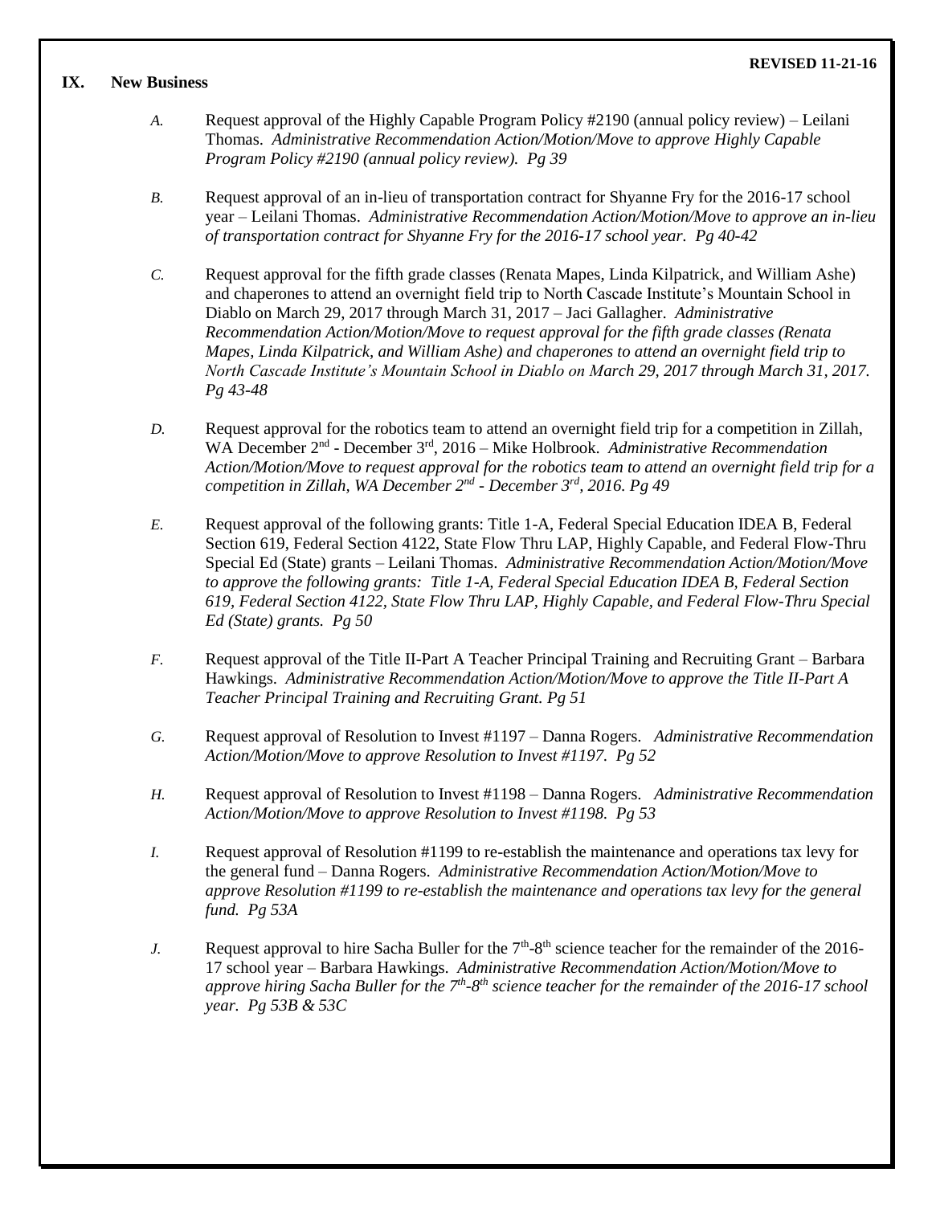**REVISED 11-21-16**

## IX. New Business

*A.* Request approval of the Highly Capable Program Policy #2190 (annual policy review) – Leilani Thomas. *Administrative Recommendation Action/Motion/Move to approve Highly Capable Program Policy #2190 (annual policy review). Pg 39*

*B.* Request approval of an in-lieu of transportation contract for Shyanne Fry for the 2016-17 school year – Leilani Thomas. *Administrative Recommendation Action/Motion/Move to approve an in-lieu of transportation contract for Shyanne Fry for the 2016-17 school year. Pg 40-42*

*C.* Request approval for the fifth grade classes (Renata Mapes, Linda Kilpatrick, and William Ashe) and chaperones to attend an overnight field trip to North Cascade Institute's Mountain School in Diablo on March 29, 2017 through March 31, 2017 – Jaci Gallagher. *Administrative Recommendation Action/Motion/Move to request approval for the fifth grade classes (Renata Mapes, Linda Kilpatrick, and William Ashe) and chaperones to attend an overnight field trip to North Cascade Institute's Mountain School in Diablo on March 29, 2017 through March 31, 2017. Pg 43-48*

*D.* Request approval for the robotics team to attend an overnight field trip for a competition in Zillah, WA December 2nd - December 3rd, 2016 – Mike Holbrook. *Administrative Recommendation Action/Motion/Move to request approval for the robotics team to attend an overnight field trip for a competition in Zillah, WA December 2nd - December 3rd, 2016. Pg 49*

*E.* Request approval of the following grants: Title 1-A, Federal Special Education IDEA B, Federal Section 619, Federal Section 4122, State Flow Thru LAP, Highly Capable, and Federal Flow-Thru Special Ed (State) grants – Leilani Thomas. *Administrative Recommendation Action/Motion/Move to approve the following grants: Title 1-A, Federal Special Education IDEA B, Federal Section 619, Federal Section 4122, State Flow Thru LAP, Highly Capable, and Federal Flow-Thru Special Ed (State) grants. Pg 50*

*F.* Request approval of the Title II-Part A Teacher Principal Training and Recruiting Grant – Barbara Hawkings. *Administrative Recommendation Action/Motion/Move to approve the Title II-Part A Teacher Principal Training and Recruiting Grant. Pg 51*

*G.* Request approval of Resolution to Invest #1197 – Danna Rogers. *Administrative Recommendation Action/Motion/Move to approve Resolution to Invest #1197. Pg 52*

*H.* Request approval of Resolution to Invest #1198 – Danna Rogers. *Administrative Recommendation Action/Motion/Move to approve Resolution to Invest #1198. Pg 53*

*I.* Request approval of Resolution #1199 to re-establish the maintenance and operations tax levy for the general fund – Danna Rogers. *Administrative Recommendation Action/Motion/Move to approve Resolution #1199 to re-establish the maintenance and operations tax levy for the general fund. Pg 53A*

*J.* Request approval to hire Sacha Buller for the 7th-8th science teacher for the remainder of the 2016-17 school year – Barbara Hawkings. *Administrative Recommendation Action/Motion/Move to approve hiring Sacha Buller for the 7th-8th science teacher for the remainder of the 2016-17 school year. Pg 53B & 53C*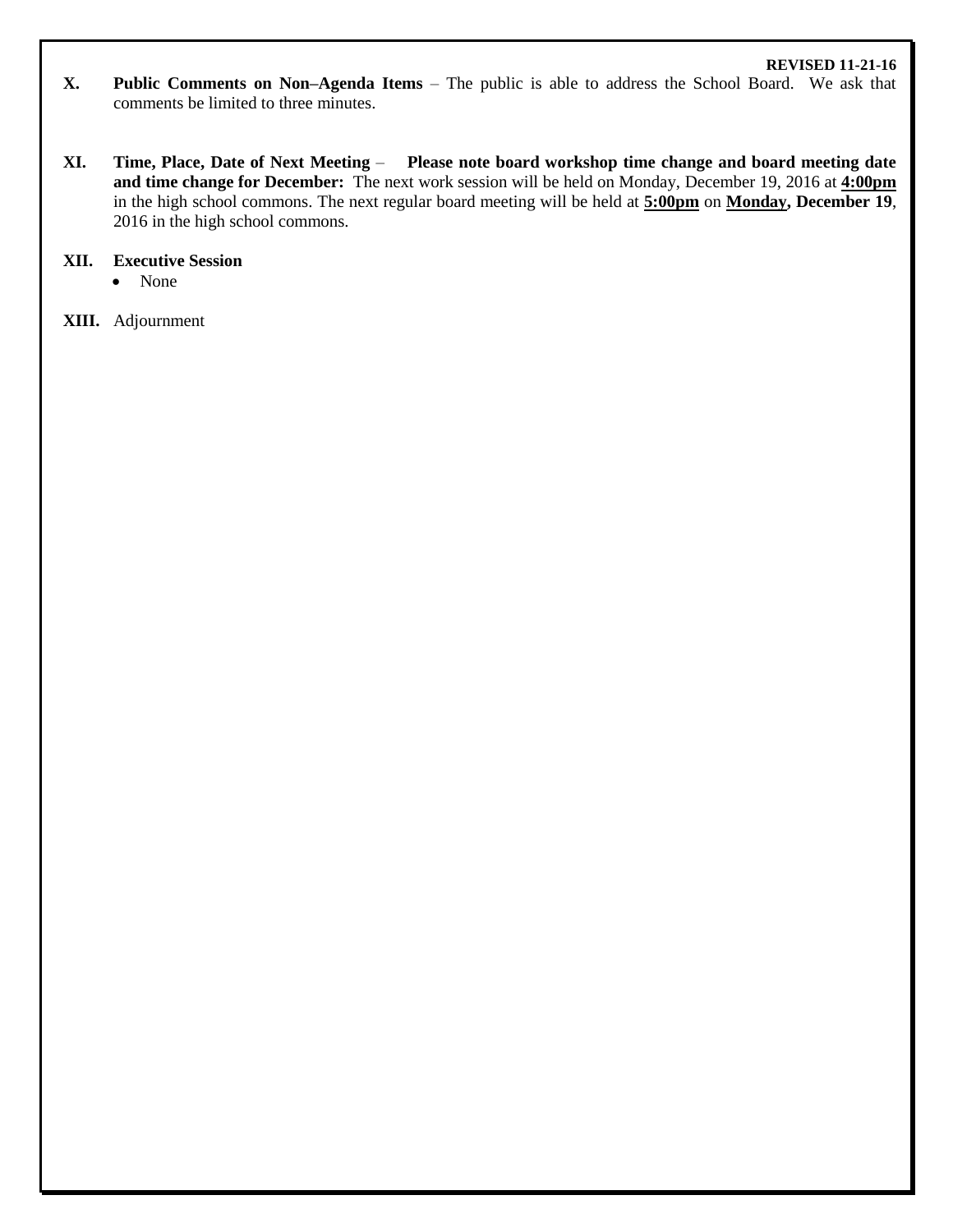**REVISED 11-21-16**

**X. Public Comments on Non–Agenda Items** – The public is able to address the School Board. We ask that comments be limited to three minutes.

**XI. Time, Place, Date of Next Meeting** – **Please note board workshop time change and board meeting date and time change for December:** The next work session will be held on Monday, December 19, 2016 at **4:00pm** in the high school commons. The next regular board meeting will be held at **5:00pm** on **Monday, December 19**, 2016 in the high school commons.

**XII. Executive Session**

- None

**XIII.** Adjournment